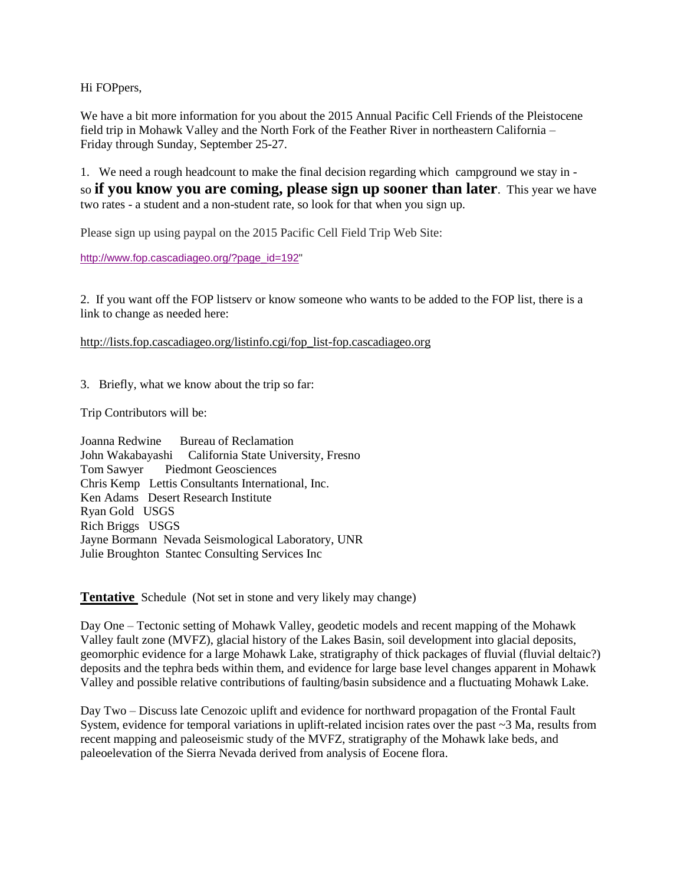Hi FOPpers,

We have a bit more information for you about the 2015 Annual Pacific Cell Friends of the Pleistocene field trip in Mohawk Valley and the North Fork of the Feather River in northeastern California – Friday through Sunday, September 25-27.

1. We need a rough headcount to make the final decision regarding which campground we stay in - so **if you know you are coming, please sign up sooner than later**. This year we have two rates - a student and a non-student rate, so look for that when you sign up.

Please sign up using paypal on the 2015 Pacific Cell Field Trip Web Site:

http://www.fop.cascadiageo.org/?page_id=192"

2. If you want off the FOP listserv or know someone who wants to be added to the FOP list, there is a link to change as needed here:

http://lists.fop.cascadiageo.org/listinfo.cgi/fop_list-fop.cascadiageo.org

3. Briefly, what we know about the trip so far:

Trip Contributors will be:

Joanna Redwine Bureau of Reclamation
John Wakabayashi California State University, Fresno
Tom Sawyer Piedmont Geosciences
Chris Kemp Lettis Consultants International, Inc.
Ken Adams Desert Research Institute
Ryan Gold USGS
Rich Briggs USGS
Jayne Bormann Nevada Seismological Laboratory, UNR
Julie Broughton Stantec Consulting Services Inc

**Tentative** Schedule (Not set in stone and very likely may change)

Day One – Tectonic setting of Mohawk Valley, geodetic models and recent mapping of the Mohawk Valley fault zone (MVFZ), glacial history of the Lakes Basin, soil development into glacial deposits, geomorphic evidence for a large Mohawk Lake, stratigraphy of thick packages of fluvial (fluvial deltaic?) deposits and the tephra beds within them, and evidence for large base level changes apparent in Mohawk Valley and possible relative contributions of faulting/basin subsidence and a fluctuating Mohawk Lake.

Day Two – Discuss late Cenozoic uplift and evidence for northward propagation of the Frontal Fault System, evidence for temporal variations in uplift-related incision rates over the past ~3 Ma, results from recent mapping and paleoseismic study of the MVFZ, stratigraphy of the Mohawk lake beds, and paleoelevation of the Sierra Nevada derived from analysis of Eocene flora.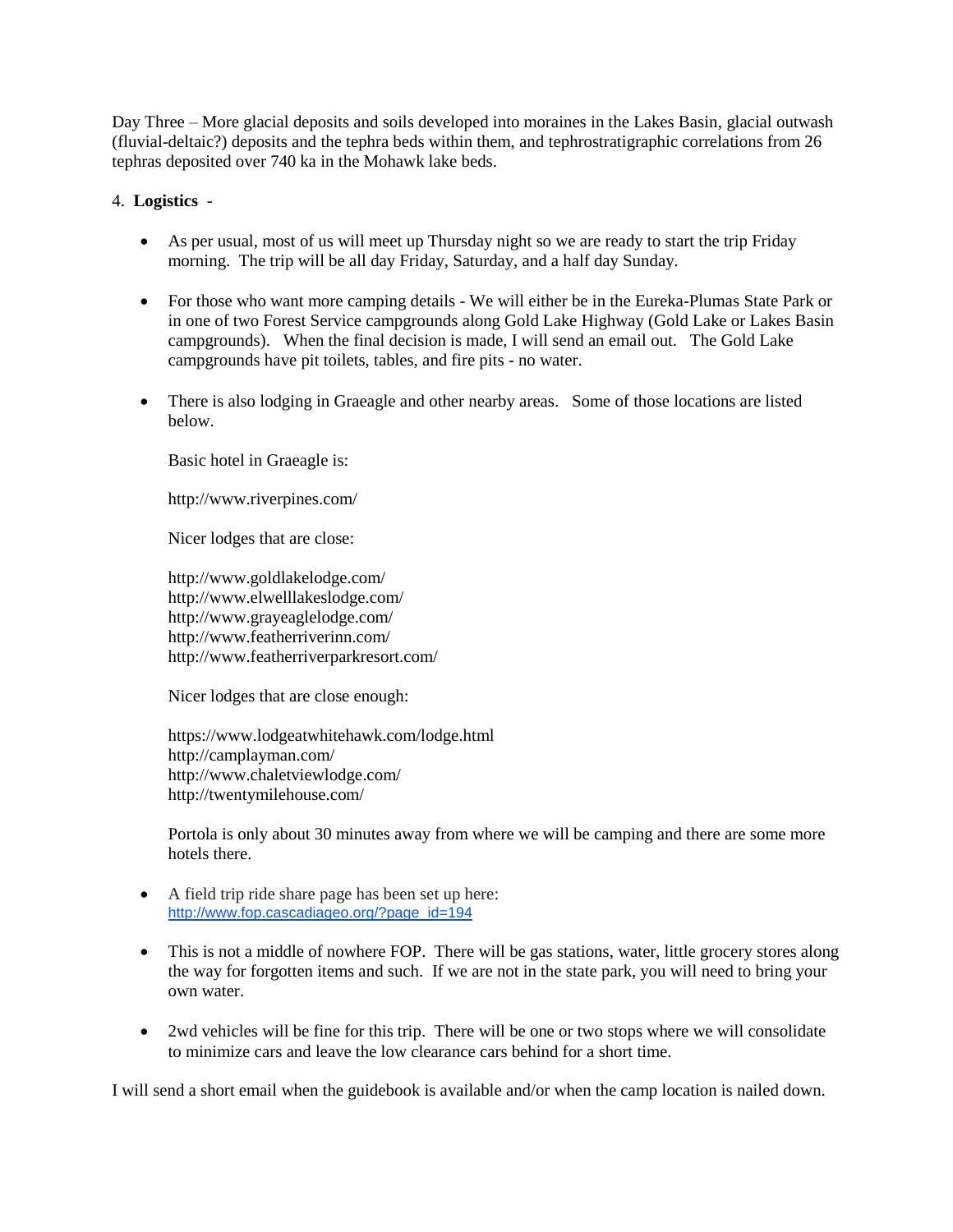Day Three – More glacial deposits and soils developed into moraines in the Lakes Basin, glacial outwash (fluvial-deltaic?) deposits and the tephra beds within them, and tephrostratigraphic correlations from 26 tephras deposited over 740 ka in the Mohawk lake beds.

4. **Logistics** -

- As per usual, most of us will meet up Thursday night so we are ready to start the trip Friday morning. The trip will be all day Friday, Saturday, and a half day Sunday.

- For those who want more camping details - We will either be in the Eureka-Plumas State Park or in one of two Forest Service campgrounds along Gold Lake Highway (Gold Lake or Lakes Basin campgrounds). When the final decision is made, I will send an email out. The Gold Lake campgrounds have pit toilets, tables, and fire pits - no water.

- There is also lodging in Graeagle and other nearby areas. Some of those locations are listed below.

  Basic hotel in Graeagle is:

  http://www.riverpines.com/

  Nicer lodges that are close:

  http://www.goldlakelodge.com/
  http://www.elwelllakeslodge.com/
  http://www.grayeaglelodge.com/
  http://www.featherriverinn.com/
  http://www.featherriverparkresort.com/

  Nicer lodges that are close enough:

  https://www.lodgeatwhitehawk.com/lodge.html
  http://camplayman.com/
  http://www.chaletviewlodge.com/
  http://twentymilehouse.com/

  Portola is only about 30 minutes away from where we will be camping and there are some more hotels there.

- A field trip ride share page has been set up here: http://www.fop.cascadiageo.org/?page_id=194

- This is not a middle of nowhere FOP. There will be gas stations, water, little grocery stores along the way for forgotten items and such. If we are not in the state park, you will need to bring your own water.

- 2wd vehicles will be fine for this trip. There will be one or two stops where we will consolidate to minimize cars and leave the low clearance cars behind for a short time.

I will send a short email when the guidebook is available and/or when the camp location is nailed down.